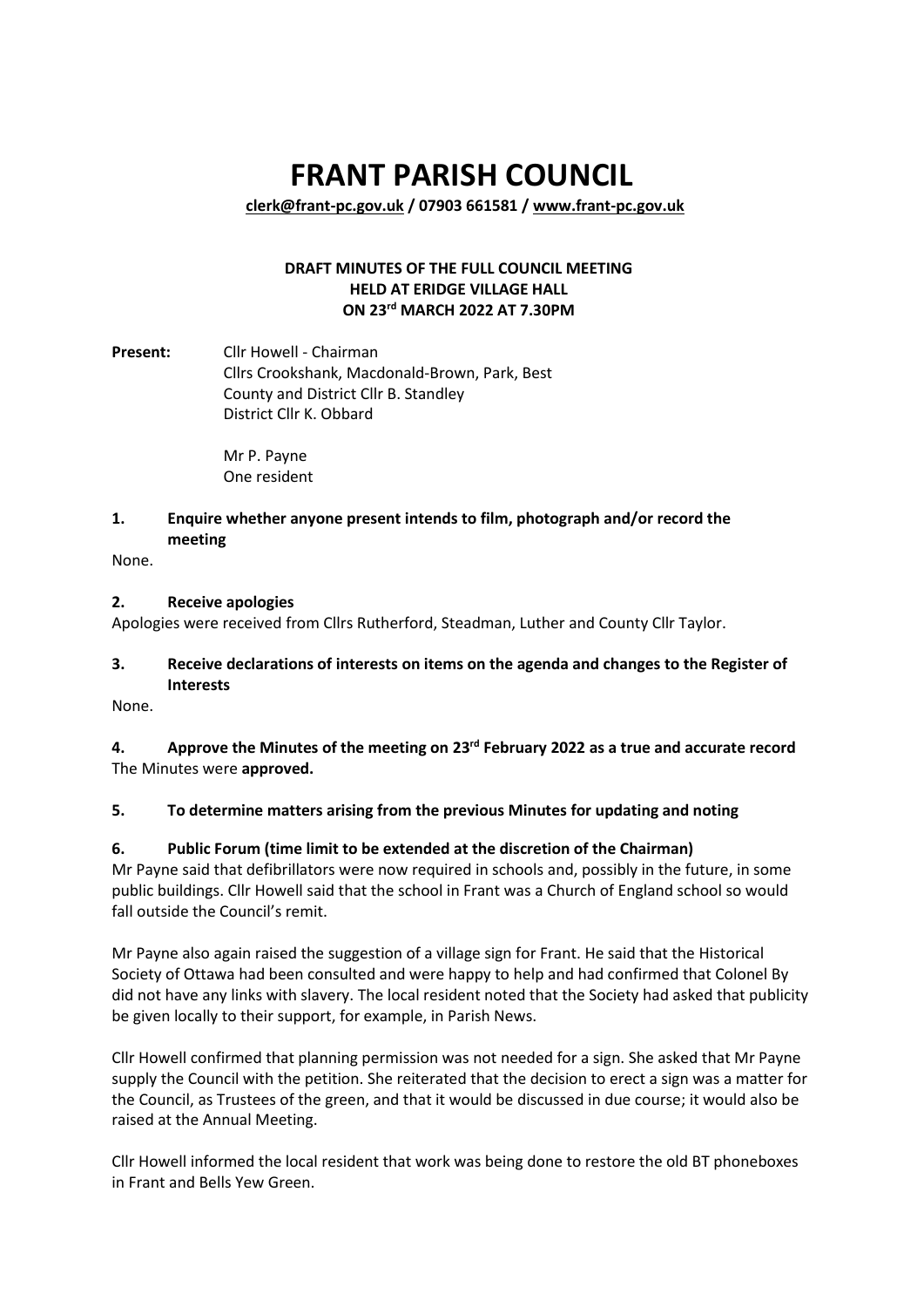# FRANT PARISH COUNCIL

**clerk@frant-pc.gov.uk / 07903 661581 / www.frant-pc.gov.uk**

**DRAFT MINUTES OF THE FULL COUNCIL MEETING**
**HELD AT ERIDGE VILLAGE HALL**
**ON 23rd MARCH 2022 AT 7.30PM**

**Present:** Cllr Howell - Chairman
Cllrs Crookshank, Macdonald-Brown, Park, Best
County and District Cllr B. Standley
District Cllr K. Obbard

Mr P. Payne
One resident

### 1. Enquire whether anyone present intends to film, photograph and/or record the meeting

None.

### 2. Receive apologies

Apologies were received from Cllrs Rutherford, Steadman, Luther and County Cllr Taylor.

### 3. Receive declarations of interests on items on the agenda and changes to the Register of Interests

None.

### 4. Approve the Minutes of the meeting on 23rd February 2022 as a true and accurate record

The Minutes were **approved.**

### 5. To determine matters arising from the previous Minutes for updating and noting

### 6. Public Forum (time limit to be extended at the discretion of the Chairman)

Mr Payne said that defibrillators were now required in schools and, possibly in the future, in some public buildings. Cllr Howell said that the school in Frant was a Church of England school so would fall outside the Council's remit.

Mr Payne also again raised the suggestion of a village sign for Frant. He said that the Historical Society of Ottawa had been consulted and were happy to help and had confirmed that Colonel By did not have any links with slavery. The local resident noted that the Society had asked that publicity be given locally to their support, for example, in Parish News.

Cllr Howell confirmed that planning permission was not needed for a sign. She asked that Mr Payne supply the Council with the petition. She reiterated that the decision to erect a sign was a matter for the Council, as Trustees of the green, and that it would be discussed in due course; it would also be raised at the Annual Meeting.

Cllr Howell informed the local resident that work was being done to restore the old BT phoneboxes in Frant and Bells Yew Green.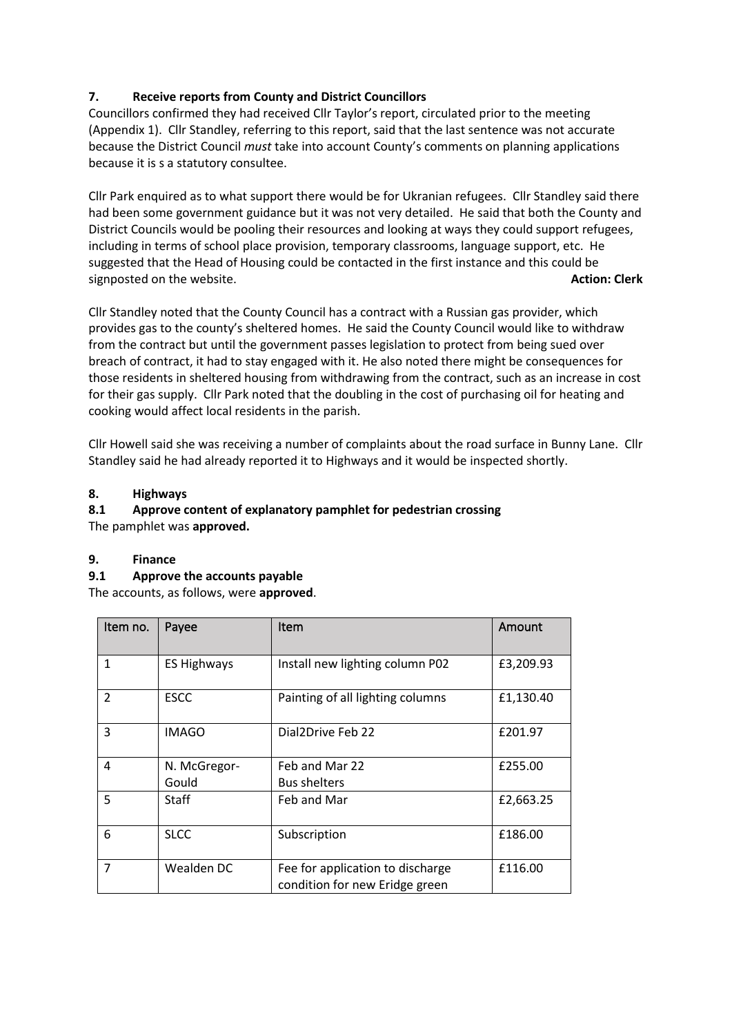### 7. Receive reports from County and District Councillors

Councillors confirmed they had received Cllr Taylor's report, circulated prior to the meeting (Appendix 1). Cllr Standley, referring to this report, said that the last sentence was not accurate because the District Council *must* take into account County's comments on planning applications because it is s a statutory consultee.

Cllr Park enquired as to what support there would be for Ukranian refugees. Cllr Standley said there had been some government guidance but it was not very detailed. He said that both the County and District Councils would be pooling their resources and looking at ways they could support refugees, including in terms of school place provision, temporary classrooms, language support, etc. He suggested that the Head of Housing could be contacted in the first instance and this could be signposted on the website. **Action: Clerk**

Cllr Standley noted that the County Council has a contract with a Russian gas provider, which provides gas to the county's sheltered homes. He said the County Council would like to withdraw from the contract but until the government passes legislation to protect from being sued over breach of contract, it had to stay engaged with it. He also noted there might be consequences for those residents in sheltered housing from withdrawing from the contract, such as an increase in cost for their gas supply. Cllr Park noted that the doubling in the cost of purchasing oil for heating and cooking would affect local residents in the parish.

Cllr Howell said she was receiving a number of complaints about the road surface in Bunny Lane. Cllr Standley said he had already reported it to Highways and it would be inspected shortly.

### 8. Highways

#### 8.1 Approve content of explanatory pamphlet for pedestrian crossing

The pamphlet was **approved.**

### 9. Finance

#### 9.1 Approve the accounts payable

The accounts, as follows, were **approved**.

| Item no. | Payee | Item | Amount |
|---|---|---|---|
| 1 | ES Highways | Install new lighting column P02 | £3,209.93 |
| 2 | ESCC | Painting of all lighting columns | £1,130.40 |
| 3 | IMAGO | Dial2Drive Feb 22 | £201.97 |
| 4 | N. McGregor-Gould | Feb and Mar 22 Bus shelters | £255.00 |
| 5 | Staff | Feb and Mar | £2,663.25 |
| 6 | SLCC | Subscription | £186.00 |
| 7 | Wealden DC | Fee for application to discharge condition for new Eridge green | £116.00 |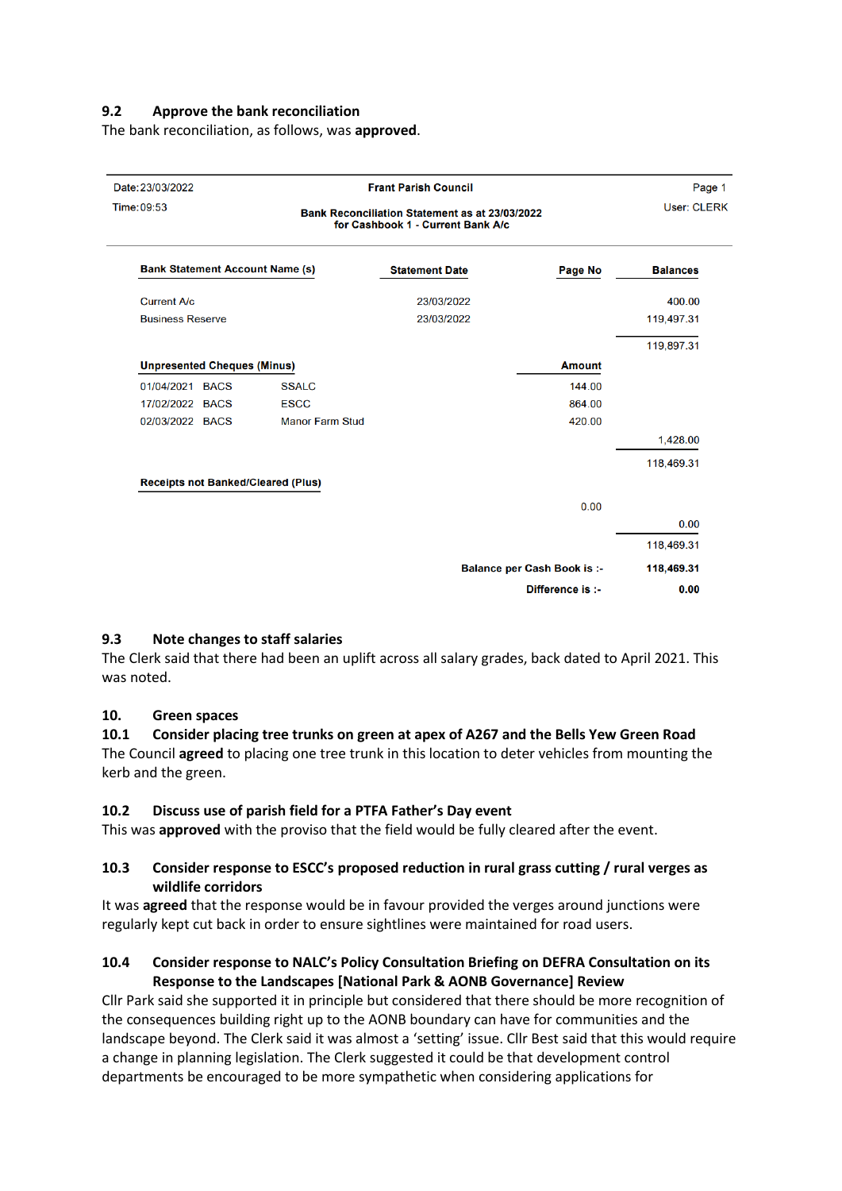### 9.2 Approve the bank reconciliation

The bank reconciliation, as follows, was **approved**.

| Date: 23/03/2022 | Frant Parish Council | | Page 1 |
|---|---|---|---|
| Time: 09:53 | **Bank Reconciliation Statement as at 23/03/2022 for Cashbook 1 - Current Bank A/c** | | User: CLERK |

| Bank Statement Account Name (s) | Statement Date | Page No | Balances |
|---|---|---|---|
| Current A/c | 23/03/2022 | | 400.00 |
| Business Reserve | 23/03/2022 | | 119,497.31 |
| | | | 119,897.31 |
| **Unpresented Cheques (Minus)** | | **Amount** | |
| 01/04/2021 BACS SSALC | | 144.00 | |
| 17/02/2022 BACS ESCC | | 864.00 | |
| 02/03/2022 BACS Manor Farm Stud | | 420.00 | |
| | | | 1,428.00 |
| | | | 118,469.31 |
| **Receipts not Banked/Cleared (Plus)** | | | |
| | | 0.00 | |
| | | | 0.00 |
| | | | 118,469.31 |
| | | **Balance per Cash Book is :-** | **118,469.31** |
| | | **Difference is :-** | **0.00** |

### 9.3 Note changes to staff salaries

The Clerk said that there had been an uplift across all salary grades, back dated to April 2021. This was noted.

## 10. Green spaces

### 10.1 Consider placing tree trunks on green at apex of A267 and the Bells Yew Green Road

The Council **agreed** to placing one tree trunk in this location to deter vehicles from mounting the kerb and the green.

### 10.2 Discuss use of parish field for a PTFA Father's Day event

This was **approved** with the proviso that the field would be fully cleared after the event.

### 10.3 Consider response to ESCC's proposed reduction in rural grass cutting / rural verges as wildlife corridors

It was **agreed** that the response would be in favour provided the verges around junctions were regularly kept cut back in order to ensure sightlines were maintained for road users.

### 10.4 Consider response to NALC's Policy Consultation Briefing on DEFRA Consultation on its Response to the Landscapes [National Park & AONB Governance] Review

Cllr Park said she supported it in principle but considered that there should be more recognition of the consequences building right up to the AONB boundary can have for communities and the landscape beyond. The Clerk said it was almost a 'setting' issue. Cllr Best said that this would require a change in planning legislation. The Clerk suggested it could be that development control departments be encouraged to be more sympathetic when considering applications for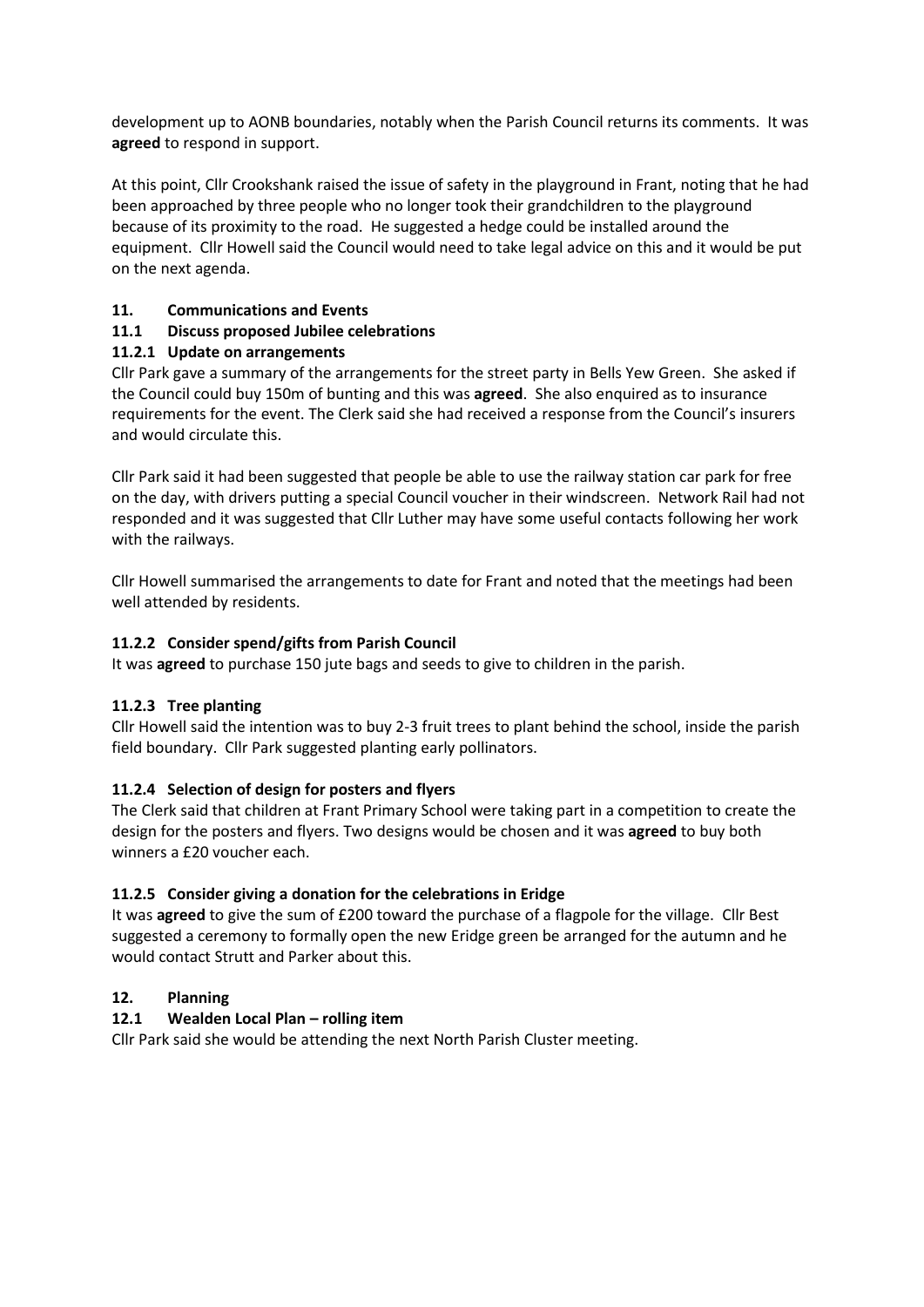development up to AONB boundaries, notably when the Parish Council returns its comments. It was **agreed** to respond in support.

At this point, Cllr Crookshank raised the issue of safety in the playground in Frant, noting that he had been approached by three people who no longer took their grandchildren to the playground because of its proximity to the road. He suggested a hedge could be installed around the equipment. Cllr Howell said the Council would need to take legal advice on this and it would be put on the next agenda.

## 11. Communications and Events

### 11.1 Discuss proposed Jubilee celebrations

#### 11.2.1 Update on arrangements

Cllr Park gave a summary of the arrangements for the street party in Bells Yew Green. She asked if the Council could buy 150m of bunting and this was **agreed**. She also enquired as to insurance requirements for the event. The Clerk said she had received a response from the Council's insurers and would circulate this.

Cllr Park said it had been suggested that people be able to use the railway station car park for free on the day, with drivers putting a special Council voucher in their windscreen. Network Rail had not responded and it was suggested that Cllr Luther may have some useful contacts following her work with the railways.

Cllr Howell summarised the arrangements to date for Frant and noted that the meetings had been well attended by residents.

#### 11.2.2 Consider spend/gifts from Parish Council

It was **agreed** to purchase 150 jute bags and seeds to give to children in the parish.

#### 11.2.3 Tree planting

Cllr Howell said the intention was to buy 2-3 fruit trees to plant behind the school, inside the parish field boundary. Cllr Park suggested planting early pollinators.

#### 11.2.4 Selection of design for posters and flyers

The Clerk said that children at Frant Primary School were taking part in a competition to create the design for the posters and flyers. Two designs would be chosen and it was **agreed** to buy both winners a £20 voucher each.

#### 11.2.5 Consider giving a donation for the celebrations in Eridge

It was **agreed** to give the sum of £200 toward the purchase of a flagpole for the village. Cllr Best suggested a ceremony to formally open the new Eridge green be arranged for the autumn and he would contact Strutt and Parker about this.

## 12. Planning

### 12.1 Wealden Local Plan – rolling item

Cllr Park said she would be attending the next North Parish Cluster meeting.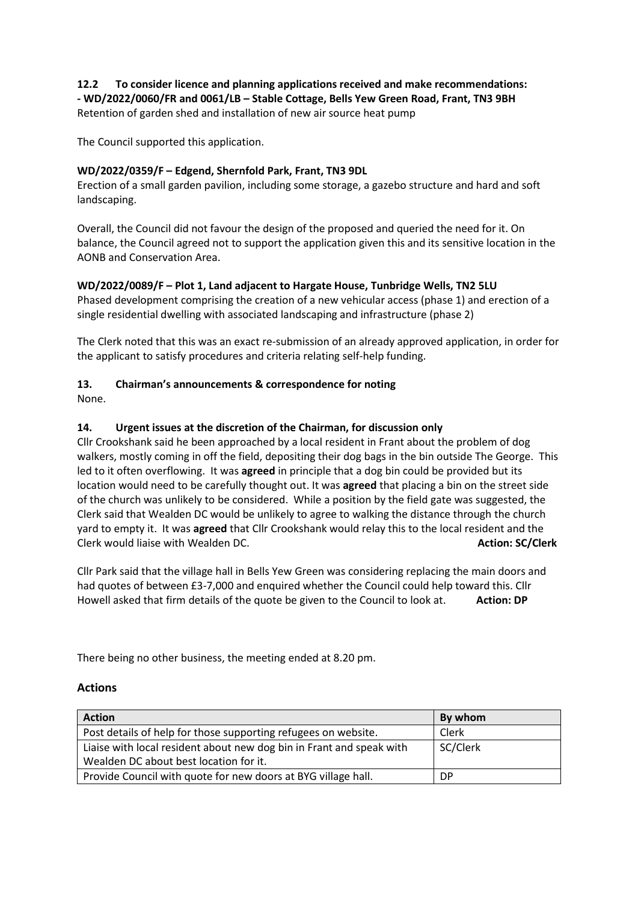**12.2 To consider licence and planning applications received and make recommendations:**

**- WD/2022/0060/FR and 0061/LB – Stable Cottage, Bells Yew Green Road, Frant, TN3 9BH**

Retention of garden shed and installation of new air source heat pump

The Council supported this application.

**WD/2022/0359/F – Edgend, Shernfold Park, Frant, TN3 9DL**

Erection of a small garden pavilion, including some storage, a gazebo structure and hard and soft landscaping.

Overall, the Council did not favour the design of the proposed and queried the need for it. On balance, the Council agreed not to support the application given this and its sensitive location in the AONB and Conservation Area.

**WD/2022/0089/F – Plot 1, Land adjacent to Hargate House, Tunbridge Wells, TN2 5LU**

Phased development comprising the creation of a new vehicular access (phase 1) and erection of a single residential dwelling with associated landscaping and infrastructure (phase 2)

The Clerk noted that this was an exact re-submission of an already approved application, in order for the applicant to satisfy procedures and criteria relating self-help funding.

**13. Chairman's announcements & correspondence for noting**

None.

**14. Urgent issues at the discretion of the Chairman, for discussion only**

Cllr Crookshank said he been approached by a local resident in Frant about the problem of dog walkers, mostly coming in off the field, depositing their dog bags in the bin outside The George. This led to it often overflowing. It was **agreed** in principle that a dog bin could be provided but its location would need to be carefully thought out. It was **agreed** that placing a bin on the street side of the church was unlikely to be considered. While a position by the field gate was suggested, the Clerk said that Wealden DC would be unlikely to agree to walking the distance through the church yard to empty it. It was **agreed** that Cllr Crookshank would relay this to the local resident and the Clerk would liaise with Wealden DC. **Action: SC/Clerk**

Cllr Park said that the village hall in Bells Yew Green was considering replacing the main doors and had quotes of between £3-7,000 and enquired whether the Council could help toward this. Cllr Howell asked that firm details of the quote be given to the Council to look at. **Action: DP**

There being no other business, the meeting ended at 8.20 pm.

## Actions

| Action | By whom |
|---|---|
| Post details of help for those supporting refugees on website. | Clerk |
| Liaise with local resident about new dog bin in Frant and speak with Wealden DC about best location for it. | SC/Clerk |
| Provide Council with quote for new doors at BYG village hall. | DP |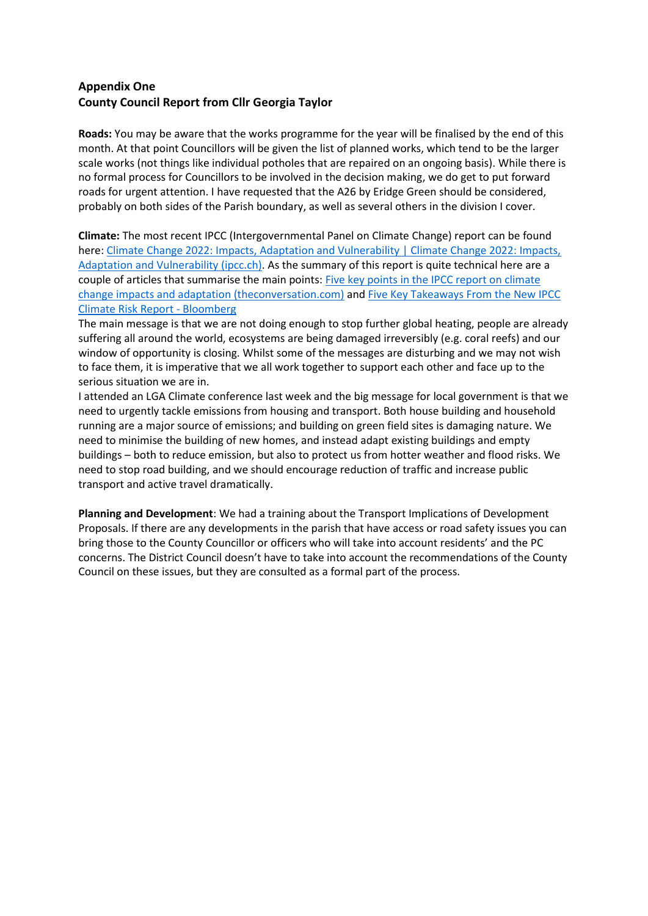**Appendix One**
**County Council Report from Cllr Georgia Taylor**

**Roads:** You may be aware that the works programme for the year will be finalised by the end of this month. At that point Councillors will be given the list of planned works, which tend to be the larger scale works (not things like individual potholes that are repaired on an ongoing basis). While there is no formal process for Councillors to be involved in the decision making, we do get to put forward roads for urgent attention. I have requested that the A26 by Eridge Green should be considered, probably on both sides of the Parish boundary, as well as several others in the division I cover.

**Climate:** The most recent IPCC (Intergovernmental Panel on Climate Change) report can be found here: Climate Change 2022: Impacts, Adaptation and Vulnerability | Climate Change 2022: Impacts, Adaptation and Vulnerability (ipcc.ch). As the summary of this report is quite technical here are a couple of articles that summarise the main points: Five key points in the IPCC report on climate change impacts and adaptation (theconversation.com) and Five Key Takeaways From the New IPCC Climate Risk Report - Bloomberg

The main message is that we are not doing enough to stop further global heating, people are already suffering all around the world, ecosystems are being damaged irreversibly (e.g. coral reefs) and our window of opportunity is closing. Whilst some of the messages are disturbing and we may not wish to face them, it is imperative that we all work together to support each other and face up to the serious situation we are in.

I attended an LGA Climate conference last week and the big message for local government is that we need to urgently tackle emissions from housing and transport. Both house building and household running are a major source of emissions; and building on green field sites is damaging nature. We need to minimise the building of new homes, and instead adapt existing buildings and empty buildings – both to reduce emission, but also to protect us from hotter weather and flood risks. We need to stop road building, and we should encourage reduction of traffic and increase public transport and active travel dramatically.

**Planning and Development**: We had a training about the Transport Implications of Development Proposals. If there are any developments in the parish that have access or road safety issues you can bring those to the County Councillor or officers who will take into account residents' and the PC concerns. The District Council doesn't have to take into account the recommendations of the County Council on these issues, but they are consulted as a formal part of the process.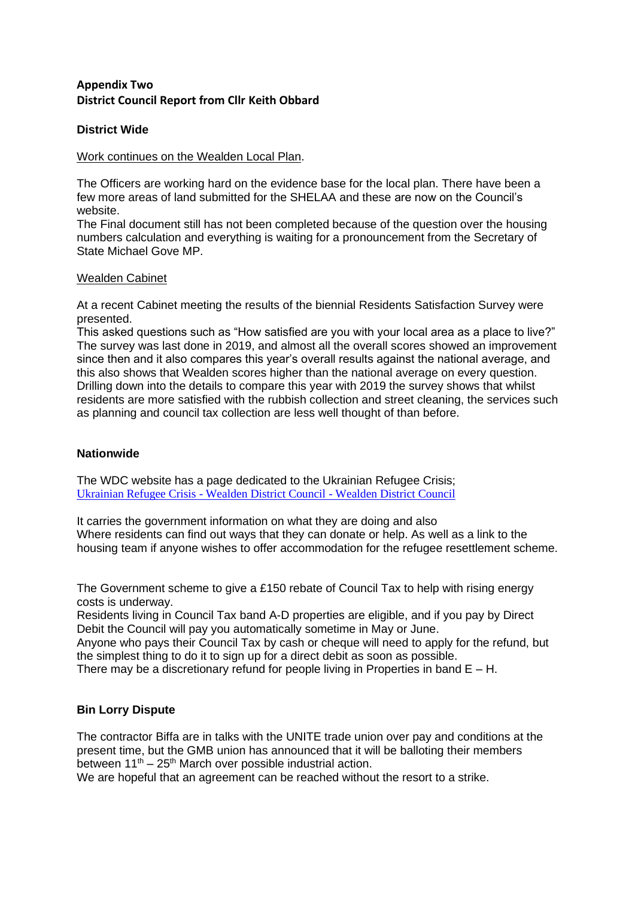**Appendix Two**
**District Council Report from Cllr Keith Obbard**

**District Wide**

Work continues on the Wealden Local Plan.

The Officers are working hard on the evidence base for the local plan. There have been a few more areas of land submitted for the SHELAA and these are now on the Council's website.
The Final document still has not been completed because of the question over the housing numbers calculation and everything is waiting for a pronouncement from the Secretary of State Michael Gove MP.

Wealden Cabinet

At a recent Cabinet meeting the results of the biennial Residents Satisfaction Survey were presented.
This asked questions such as "How satisfied are you with your local area as a place to live?"
The survey was last done in 2019, and almost all the overall scores showed an improvement since then and it also compares this year's overall results against the national average, and this also shows that Wealden scores higher than the national average on every question.
Drilling down into the details to compare this year with 2019 the survey shows that whilst residents are more satisfied with the rubbish collection and street cleaning, the services such as planning and council tax collection are less well thought of than before.

**Nationwide**

The WDC website has a page dedicated to the Ukrainian Refugee Crisis;
Ukrainian Refugee Crisis - Wealden District Council - Wealden District Council

It carries the government information on what they are doing and also
Where residents can find out ways that they can donate or help. As well as a link to the housing team if anyone wishes to offer accommodation for the refugee resettlement scheme.

The Government scheme to give a £150 rebate of Council Tax to help with rising energy costs is underway.
Residents living in Council Tax band A-D properties are eligible, and if you pay by Direct Debit the Council will pay you automatically sometime in May or June.
Anyone who pays their Council Tax by cash or cheque will need to apply for the refund, but the simplest thing to do it to sign up for a direct debit as soon as possible.
There may be a discretionary refund for people living in Properties in band E – H.

**Bin Lorry Dispute**

The contractor Biffa are in talks with the UNITE trade union over pay and conditions at the present time, but the GMB union has announced that it will be balloting their members between 11th – 25th March over possible industrial action.
We are hopeful that an agreement can be reached without the resort to a strike.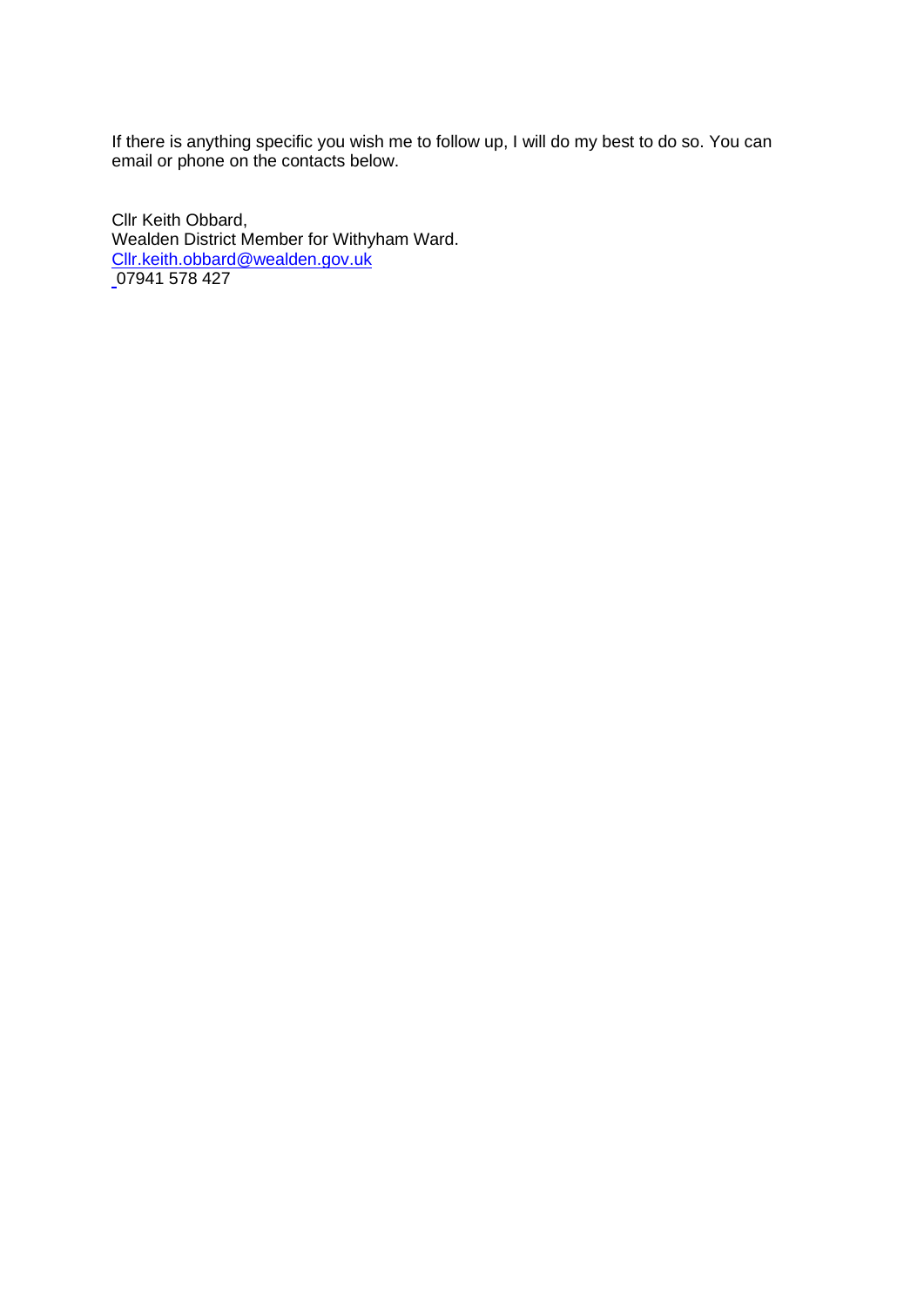If there is anything specific you wish me to follow up, I will do my best to do so. You can email or phone on the contacts below.

Cllr Keith Obbard,
Wealden District Member for Withyham Ward.
Cllr.keith.obbard@wealden.gov.uk
07941 578 427